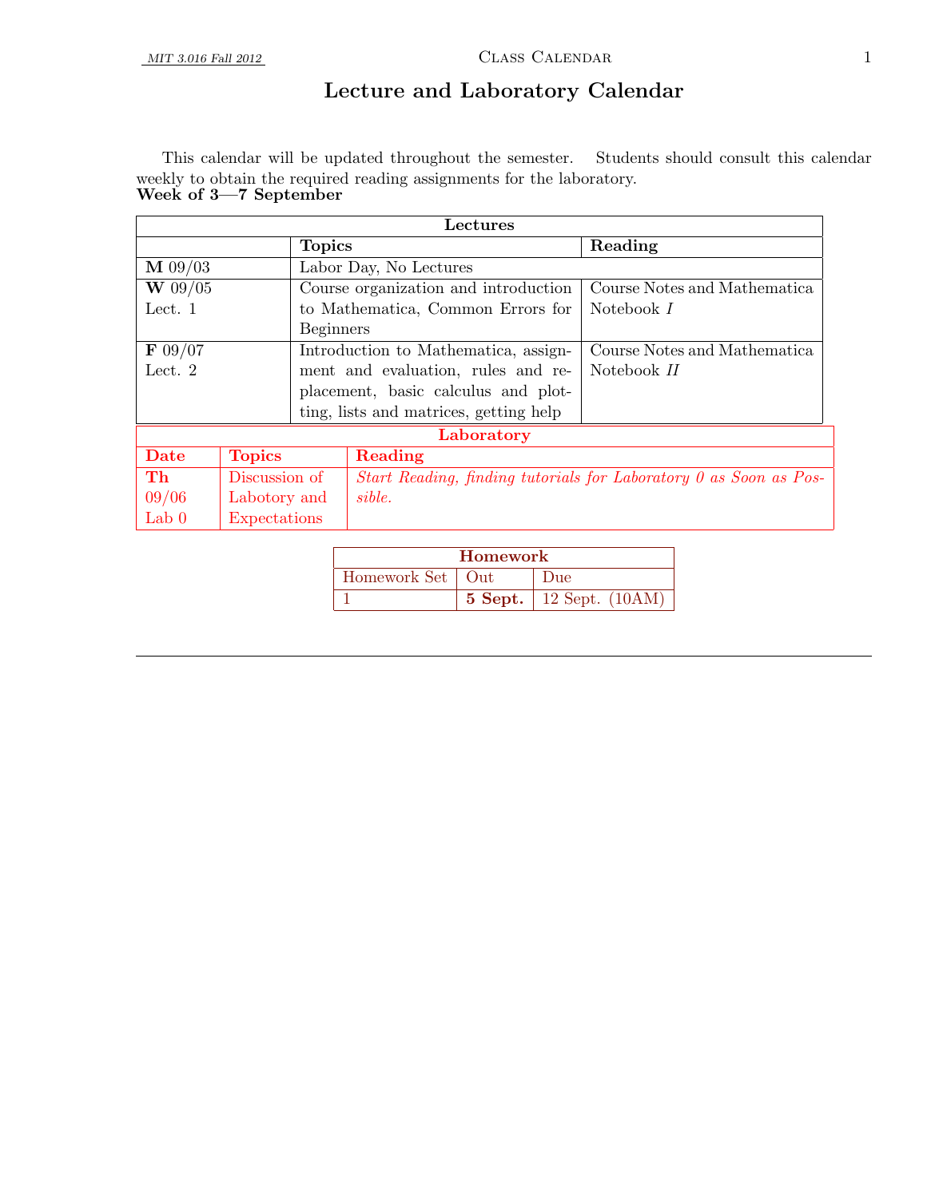# Lecture and Laboratory Calendar

This calendar will be updated throughout the semester. Students should consult this calendar weekly to obtain the required reading assignments for the laboratory.

**Week of 3—7 September**

| **Lectures** | | |
|---|---|---|
| | **Topics** | **Reading** |
| **M** 09/03 | Labor Day, No Lectures | |
| **W** 09/05 Lect. 1 | Course organization and introduction to Mathematica, Common Errors for Beginners | Course Notes and Mathematica Notebook *I* |
| **F** 09/07 Lect. 2 | Introduction to Mathematica, assignment and evaluation, rules and replacement, basic calculus and plotting, lists and matrices, getting help | Course Notes and Mathematica Notebook *II* |

| **Laboratory** | | |
|---|---|---|
| **Date** | **Topics** | **Reading** |
| **Th** 09/06 Lab 0 | Discussion of Labotory and Expectations | *Start Reading, finding tutorials for Laboratory 0 as Soon as Possible.* |

| **Homework** | | |
|---|---|---|
| Homework Set | Out | Due |
| 1 | **5 Sept.** | 12 Sept. (10AM) |

---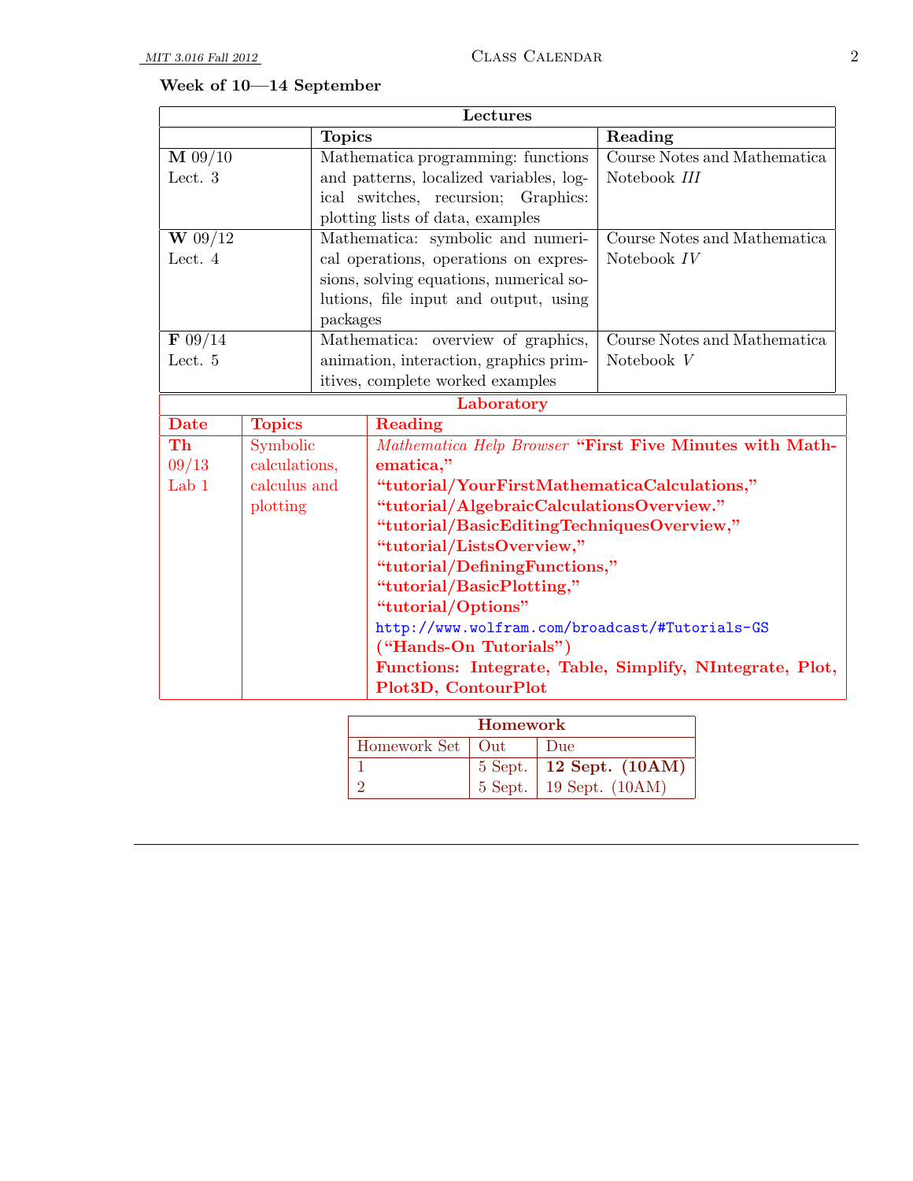### Week of 10—14 September

| Lectures | | |
|---|---|---|
| | **Topics** | **Reading** |
| **M** 09/10 Lect. 3 | Mathematica programming: functions and patterns, localized variables, logical switches, recursion; Graphics: plotting lists of data, examples | Course Notes and Mathematica Notebook *III* |
| **W** 09/12 Lect. 4 | Mathematica: symbolic and numerical operations, operations on expressions, solving equations, numerical solutions, file input and output, using packages | Course Notes and Mathematica Notebook *IV* |
| **F** 09/14 Lect. 5 | Mathematica: overview of graphics, animation, interaction, graphics primitives, complete worked examples | Course Notes and Mathematica Notebook *V* |

| Laboratory | | |
|---|---|---|
| **Date** | **Topics** | **Reading** |
| **Th** 09/13 Lab 1 | Symbolic calculations, calculus and plotting | *Mathematica Help Browser* **"First Five Minutes with Mathematica," "tutorial/YourFirstMathematicaCalculations," "tutorial/AlgebraicCalculationsOverview." "tutorial/BasicEditingTechniquesOverview," "tutorial/ListsOverview," "tutorial/DefiningFunctions," "tutorial/BasicPlotting," "tutorial/Options"** http://www.wolfram.com/broadcast/#Tutorials-GS **("Hands-On Tutorials")** **Functions: Integrate, Table, Simplify, NIntegrate, Plot, Plot3D, ContourPlot** |

| Homework | | |
|---|---|---|
| Homework Set | Out | Due |
| 1 | 5 Sept. | **12 Sept. (10AM)** |
| 2 | 5 Sept. | 19 Sept. (10AM) |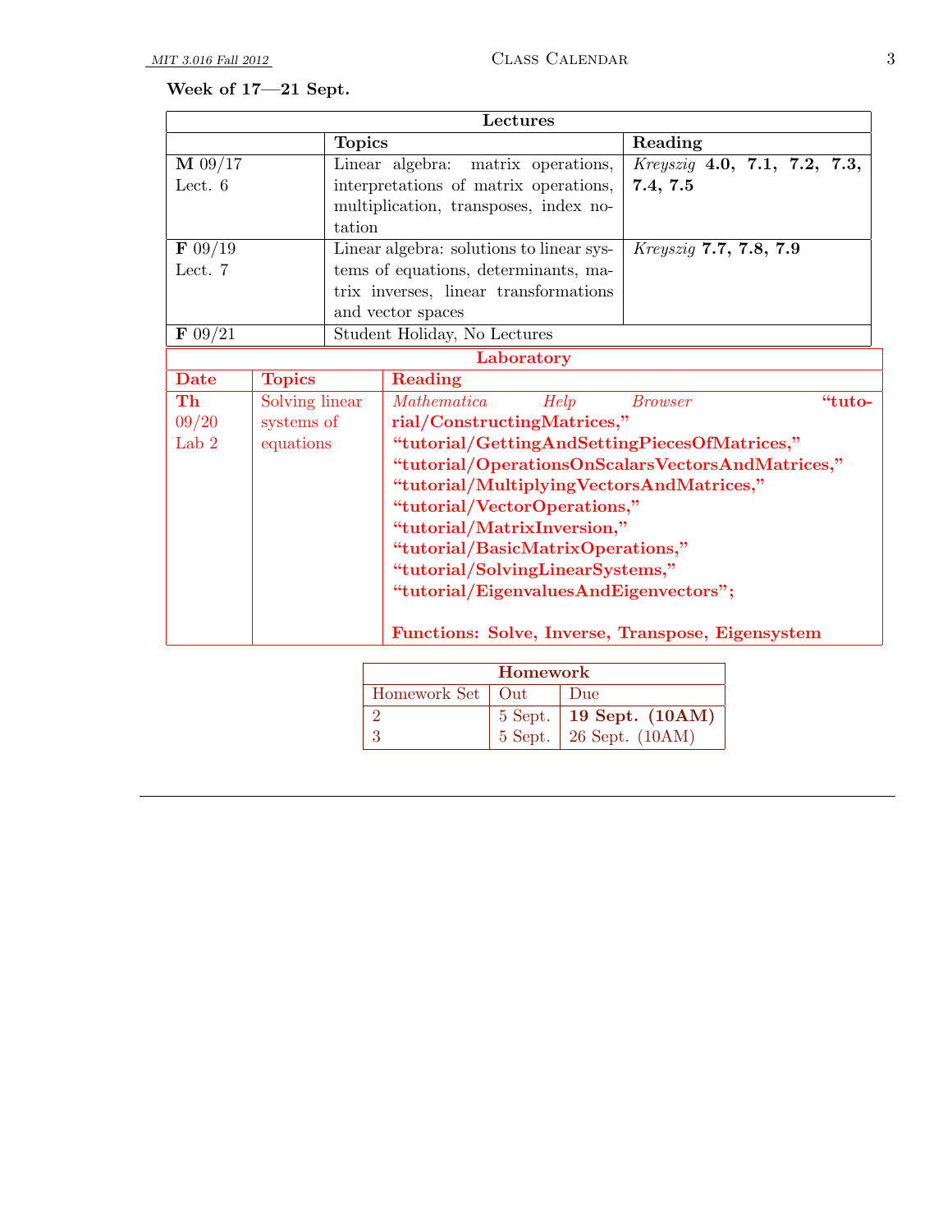**Week of 17—21 Sept.**

| Lectures | | |
|---|---|---|
| | **Topics** | **Reading** |
| **M** 09/17 Lect. 6 | Linear algebra: matrix operations, interpretations of matrix operations, multiplication, transposes, index notation | *Kreyszig* **4.0, 7.1, 7.2, 7.3, 7.4, 7.5** |
| **F** 09/19 Lect. 7 | Linear algebra: solutions to linear systems of equations, determinants, matrix inverses, linear transformations and vector spaces | *Kreyszig* **7.7, 7.8, 7.9** |
| **F** 09/21 | Student Holiday, No Lectures | |

| Laboratory | | |
|---|---|---|
| **Date** | **Topics** | **Reading** |
| **Th** 09/20 Lab 2 | Solving linear systems of equations | *Mathematica Help Browser* **"tutorial/ConstructingMatrices," "tutorial/GettingAndSettingPiecesOfMatrices," "tutorial/OperationsOnScalarsVectorsAndMatrices," "tutorial/MultiplyingVectorsAndMatrices," "tutorial/VectorOperations," "tutorial/MatrixInversion," "tutorial/BasicMatrixOperations," "tutorial/SolvingLinearSystems," "tutorial/EigenvaluesAndEigenvectors";** <br><br> **Functions: Solve, Inverse, Transpose, Eigensystem** |

| Homework | | |
|---|---|---|
| Homework Set | Out | Due |
| 2 | 5 Sept. | **19 Sept. (10AM)** |
| 3 | 5 Sept. | 26 Sept. (10AM) |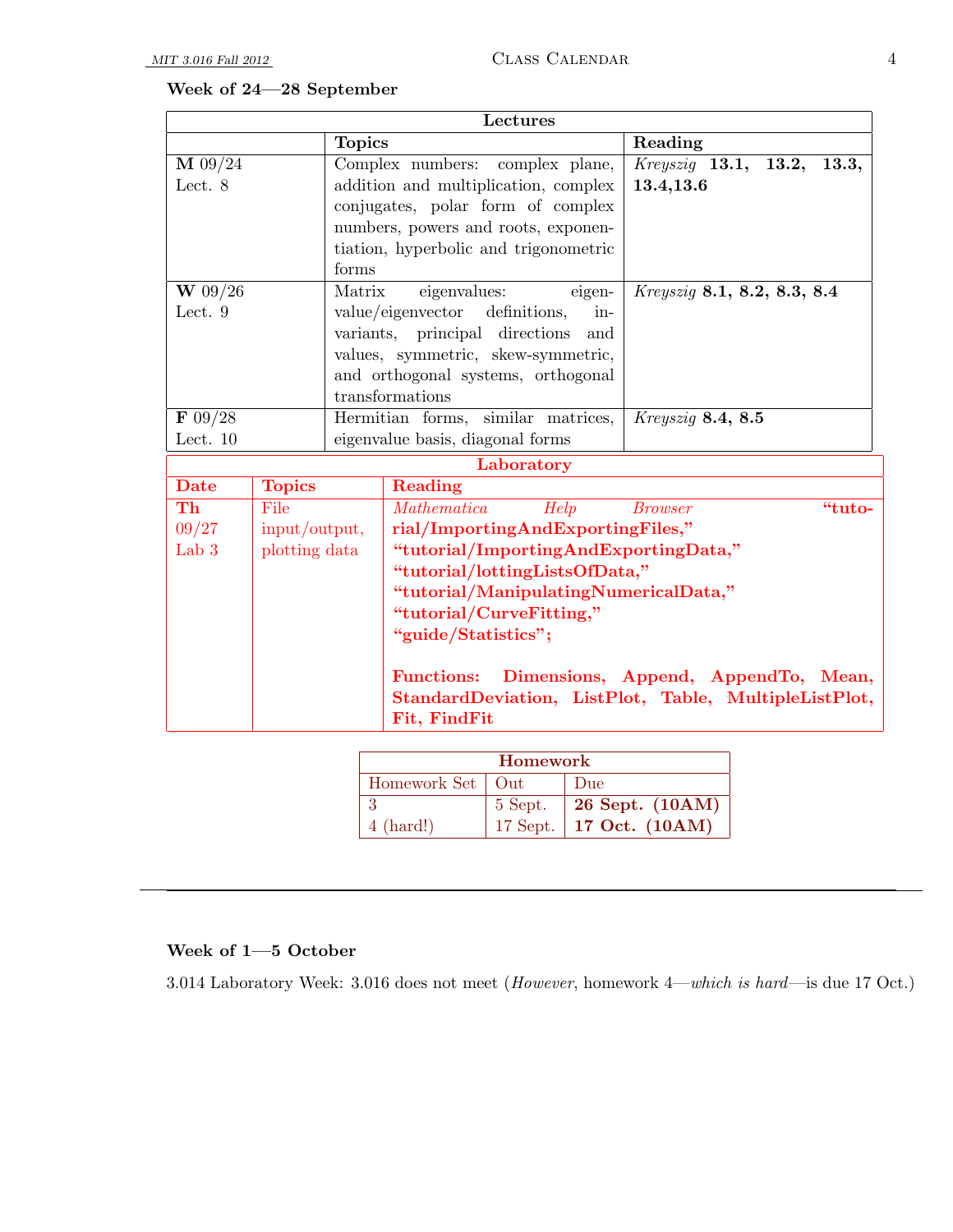**Week of 24—28 September**

| Lectures | | |
|---|---|---|
| | **Topics** | **Reading** |
| **M** 09/24 Lect. 8 | Complex numbers: complex plane, addition and multiplication, complex conjugates, polar form of complex numbers, powers and roots, exponentiation, hyperbolic and trigonometric forms | *Kreyszig* **13.1, 13.2, 13.3, 13.4,13.6** |
| **W** 09/26 Lect. 9 | Matrix eigenvalues: eigenvalue/eigenvector definitions, invariants, principal directions and values, symmetric, skew-symmetric, and orthogonal systems, orthogonal transformations | *Kreyszig* **8.1, 8.2, 8.3, 8.4** |
| **F** 09/28 Lect. 10 | Hermitian forms, similar matrices, eigenvalue basis, diagonal forms | *Kreyszig* **8.4, 8.5** |

| Laboratory | | |
|---|---|---|
| **Date** | **Topics** | **Reading** |
| **Th** 09/27 Lab 3 | File input/output, plotting data | *Mathematica Help Browser* **"tutorial/ImportingAndExportingFiles," "tutorial/ImportingAndExportingData," "tutorial/lottingListsOfData," "tutorial/ManipulatingNumericalData," "tutorial/CurveFitting," "guide/Statistics";** **Functions: Dimensions, Append, AppendTo, Mean, StandardDeviation, ListPlot, Table, MultipleListPlot, Fit, FindFit** |

| Homework | | |
|---|---|---|
| Homework Set | Out | Due |
| 3 | 5 Sept. | **26 Sept. (10AM)** |
| 4 (hard!) | 17 Sept. | **17 Oct. (10AM)** |

---

**Week of 1—5 October**

3.014 Laboratory Week: 3.016 does not meet (*However*, homework 4—*which is hard*—is due 17 Oct.)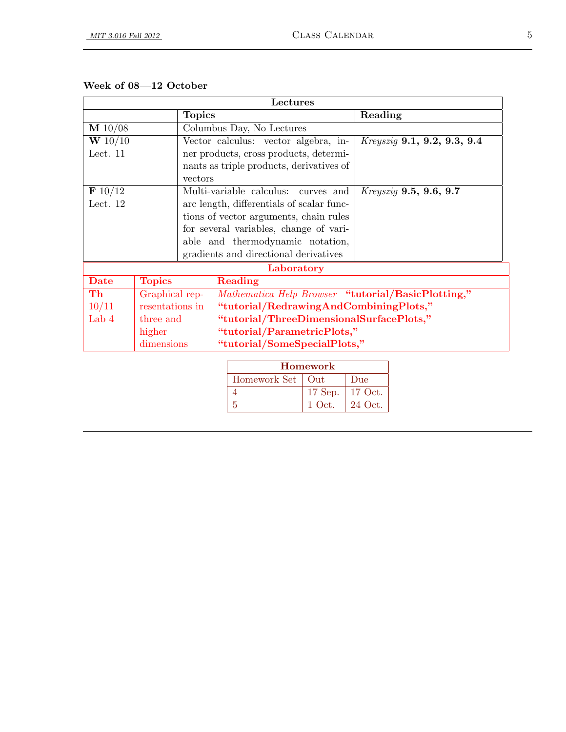**Week of 08—12 October**

| Lectures | | |
|---|---|---|
| | **Topics** | **Reading** |
| **M** 10/08 | Columbus Day, No Lectures | |
| **W** 10/10 Lect. 11 | Vector calculus: vector algebra, inner products, cross products, determinants as triple products, derivatives of vectors | *Kreyszig* **9.1, 9.2, 9.3, 9.4** |
| **F** 10/12 Lect. 12 | Multi-variable calculus: curves and arc length, differentials of scalar functions of vector arguments, chain rules for several variables, change of variable and thermodynamic notation, gradients and directional derivatives | *Kreyszig* **9.5, 9.6, 9.7** |

| Laboratory | | |
|---|---|---|
| **Date** | **Topics** | **Reading** |
| **Th** 10/11 Lab 4 | Graphical representations in three and higher dimensions | *Mathematica Help Browser* **"tutorial/BasicPlotting," "tutorial/RedrawingAndCombiningPlots," "tutorial/ThreeDimensionalSurfacePlots," "tutorial/ParametricPlots," "tutorial/SomeSpecialPlots,"** |

| **Homework** | | |
|---|---|---|
| Homework Set | Out | Due |
| 4 | 17 Sep. | 17 Oct. |
| 5 | 1 Oct. | 24 Oct. |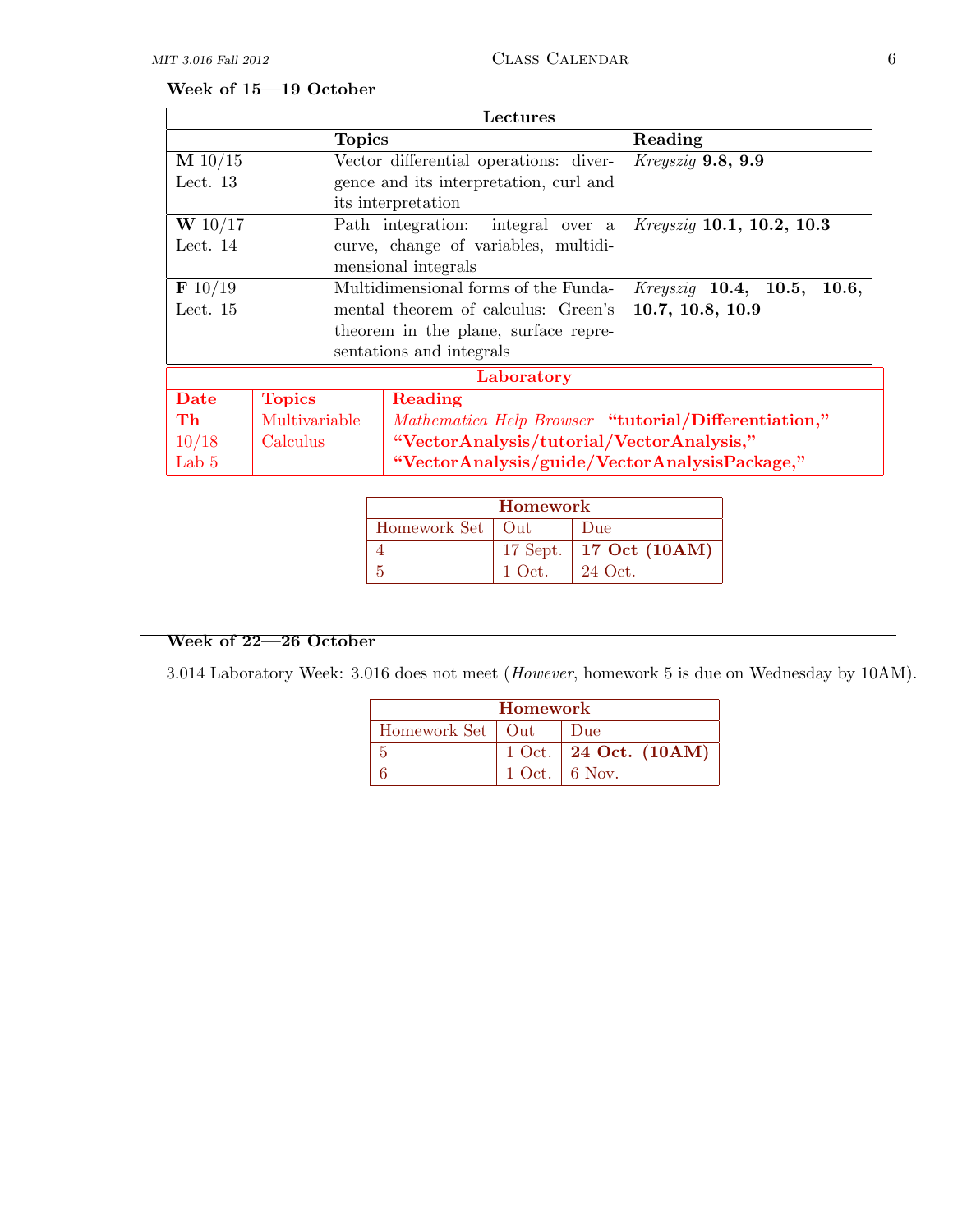**Week of 15—19 October**

| Lectures | | |
|---|---|---|
| | **Topics** | **Reading** |
| **M** 10/15 Lect. 13 | Vector differential operations: divergence and its interpretation, curl and its interpretation | *Kreyszig* **9.8, 9.9** |
| **W** 10/17 Lect. 14 | Path integration: integral over a curve, change of variables, multidimensional integrals | *Kreyszig* **10.1, 10.2, 10.3** |
| **F** 10/19 Lect. 15 | Multidimensional forms of the Fundamental theorem of calculus: Green's theorem in the plane, surface representations and integrals | *Kreyszig* **10.4, 10.5, 10.6, 10.7, 10.8, 10.9** |

| Laboratory | | |
|---|---|---|
| **Date** | **Topics** | **Reading** |
| **Th** 10/18 Lab 5 | Multivariable Calculus | *Mathematica Help Browser* **"tutorial/Differentiation," "VectorAnalysis/tutorial/VectorAnalysis," "VectorAnalysis/guide/VectorAnalysisPackage,"** |

| Homework | | |
|---|---|---|
| Homework Set | Out | Due |
| 4 | 17 Sept. | **17 Oct (10AM)** |
| 5 | 1 Oct. | 24 Oct. |

**Week of 22—26 October**

3.014 Laboratory Week: 3.016 does not meet (*However*, homework 5 is due on Wednesday by 10AM).

| Homework | | |
|---|---|---|
| Homework Set | Out | Due |
| 5 | 1 Oct. | **24 Oct. (10AM)** |
| 6 | 1 Oct. | 6 Nov. |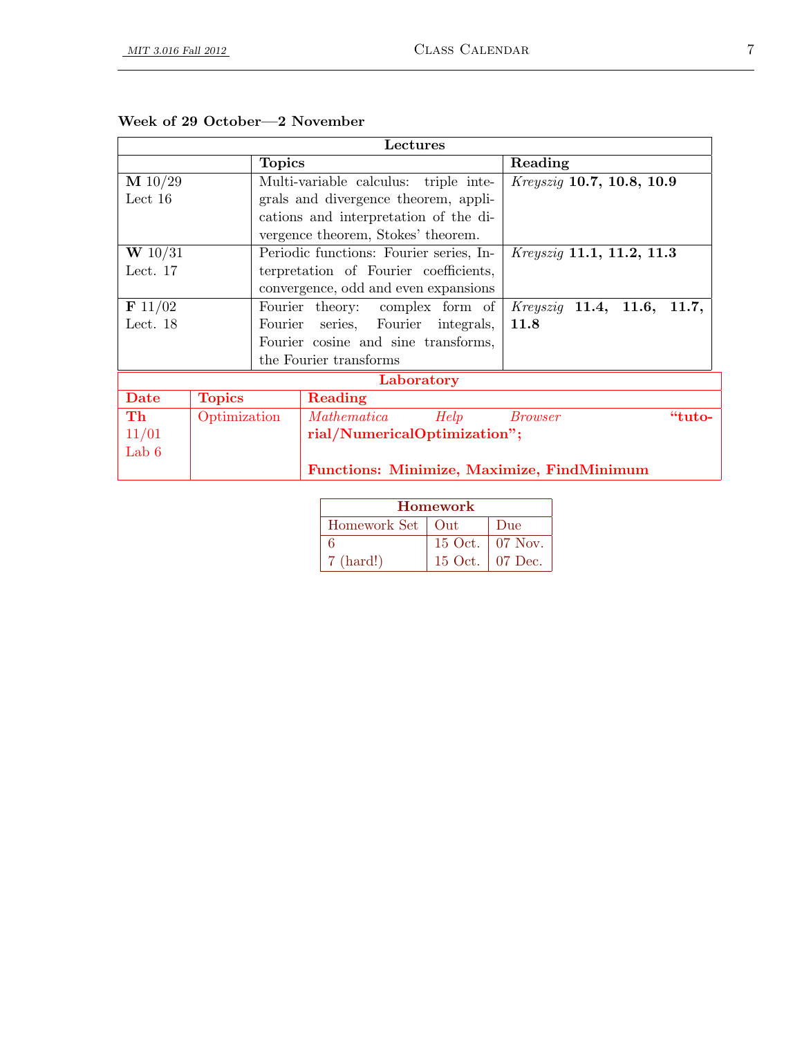**Week of 29 October—2 November**

| Lectures | | |
|---|---|---|
| | **Topics** | **Reading** |
| **M** 10/29 Lect 16 | Multi-variable calculus: triple integrals and divergence theorem, applications and interpretation of the divergence theorem, Stokes' theorem. | *Kreyszig* **10.7, 10.8, 10.9** |
| **W** 10/31 Lect. 17 | Periodic functions: Fourier series, Interpretation of Fourier coefficients, convergence, odd and even expansions | *Kreyszig* **11.1, 11.2, 11.3** |
| **F** 11/02 Lect. 18 | Fourier theory: complex form of Fourier series, Fourier integrals, Fourier cosine and sine transforms, the Fourier transforms | *Kreyszig* **11.4, 11.6, 11.7, 11.8** |

| Laboratory | | |
|---|---|---|
| **Date** | **Topics** | **Reading** |
| **Th** 11/01 Lab 6 | Optimization | *Mathematica Help Browser* **"tutorial/NumericalOptimization";** **Functions: Minimize, Maximize, FindMinimum** |

| Homework | | |
|---|---|---|
| Homework Set | Out | Due |
| 6 | 15 Oct. | 07 Nov. |
| 7 (hard!) | 15 Oct. | 07 Dec. |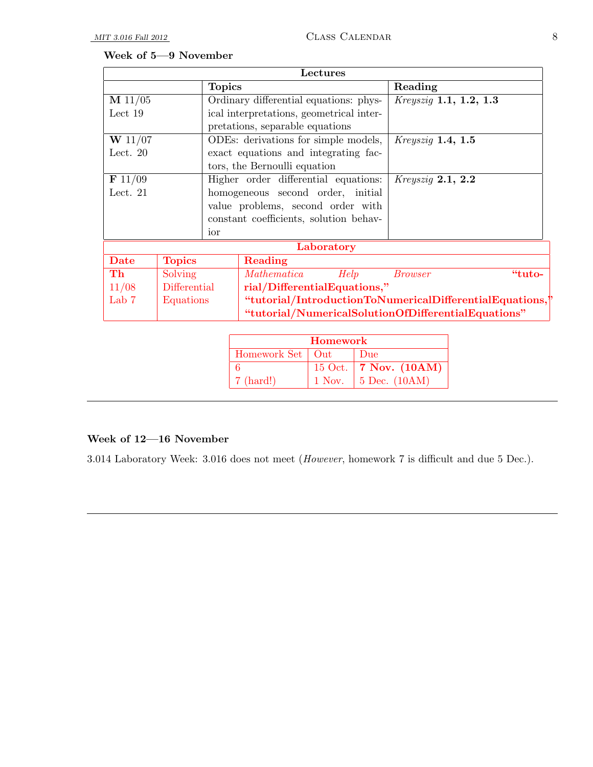**Week of 5—9 November**

| Lectures | | |
|---|---|---|
| | **Topics** | **Reading** |
| **M** 11/05 Lect 19 | Ordinary differential equations: physical interpretations, geometrical interpretations, separable equations | *Kreyszig* **1.1, 1.2, 1.3** |
| **W** 11/07 Lect. 20 | ODEs: derivations for simple models, exact equations and integrating factors, the Bernoulli equation | *Kreyszig* **1.4, 1.5** |
| **F** 11/09 Lect. 21 | Higher order differential equations: homogeneous second order, initial value problems, second order with constant coefficients, solution behavior | *Kreyszig* **2.1, 2.2** |

| Laboratory | | |
|---|---|---|
| **Date** | **Topics** | **Reading** |
| **Th** 11/08 Lab 7 | Solving Differential Equations | *Mathematica Help Browser* **"tutorial/DifferentialEquations," "tutorial/IntroductionToNumericalDifferentialEquations," "tutorial/NumericalSolutionOfDifferentialEquations"** |

| Homework | | |
|---|---|---|
| Homework Set | Out | Due |
| 6 | 15 Oct. | **7 Nov. (10AM)** |
| 7 (hard!) | 1 Nov. | 5 Dec. (10AM) |

---

**Week of 12—16 November**

3.014 Laboratory Week: 3.016 does not meet (*However*, homework 7 is difficult and due 5 Dec.).

---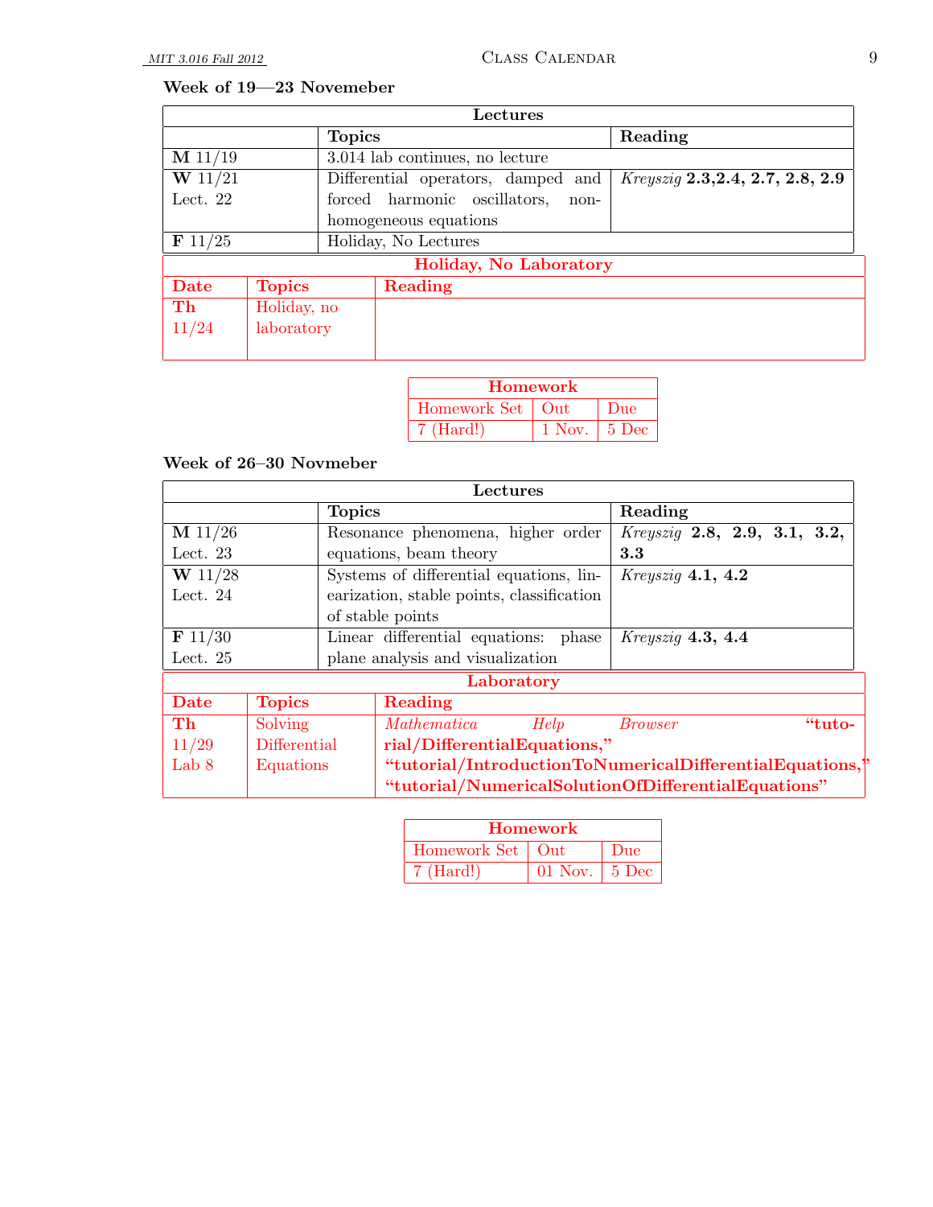### Week of 19—23 Novemeber

| Lectures | | |
|---|---|---|
| | **Topics** | **Reading** |
| **M** 11/19 | 3.014 lab continues, no lecture | |
| **W** 11/21 Lect. 22 | Differential operators, damped and forced harmonic oscillators, non-homogeneous equations | *Kreyszig* **2.3,2.4, 2.7, 2.8, 2.9** |
| **F** 11/25 | Holiday, No Lectures | |

| Holiday, No Laboratory | | |
|---|---|---|
| **Date** | **Topics** | **Reading** |
| **Th** 11/24 | Holiday, no laboratory | |

| Homework | | |
|---|---|---|
| Homework Set | Out | Due |
| 7 (Hard!) | 1 Nov. | 5 Dec |

### Week of 26–30 Novmeber

| Lectures | | |
|---|---|---|
| | **Topics** | **Reading** |
| **M** 11/26 Lect. 23 | Resonance phenomena, higher order equations, beam theory | *Kreyszig* **2.8, 2.9, 3.1, 3.2, 3.3** |
| **W** 11/28 Lect. 24 | Systems of differential equations, linearization, stable points, classification of stable points | *Kreyszig* **4.1, 4.2** |
| **F** 11/30 Lect. 25 | Linear differential equations: phase plane analysis and visualization | *Kreyszig* **4.3, 4.4** |

| Laboratory | | |
|---|---|---|
| **Date** | **Topics** | **Reading** |
| **Th** 11/29 Lab 8 | Solving Differential Equations | *Mathematica Help Browser* **"tutorial/DifferentialEquations," "tutorial/IntroductionToNumericalDifferentialEquations," "tutorial/NumericalSolutionOfDifferentialEquations"** |

| Homework | | |
|---|---|---|
| Homework Set | Out | Due |
| 7 (Hard!) | 01 Nov. | 5 Dec |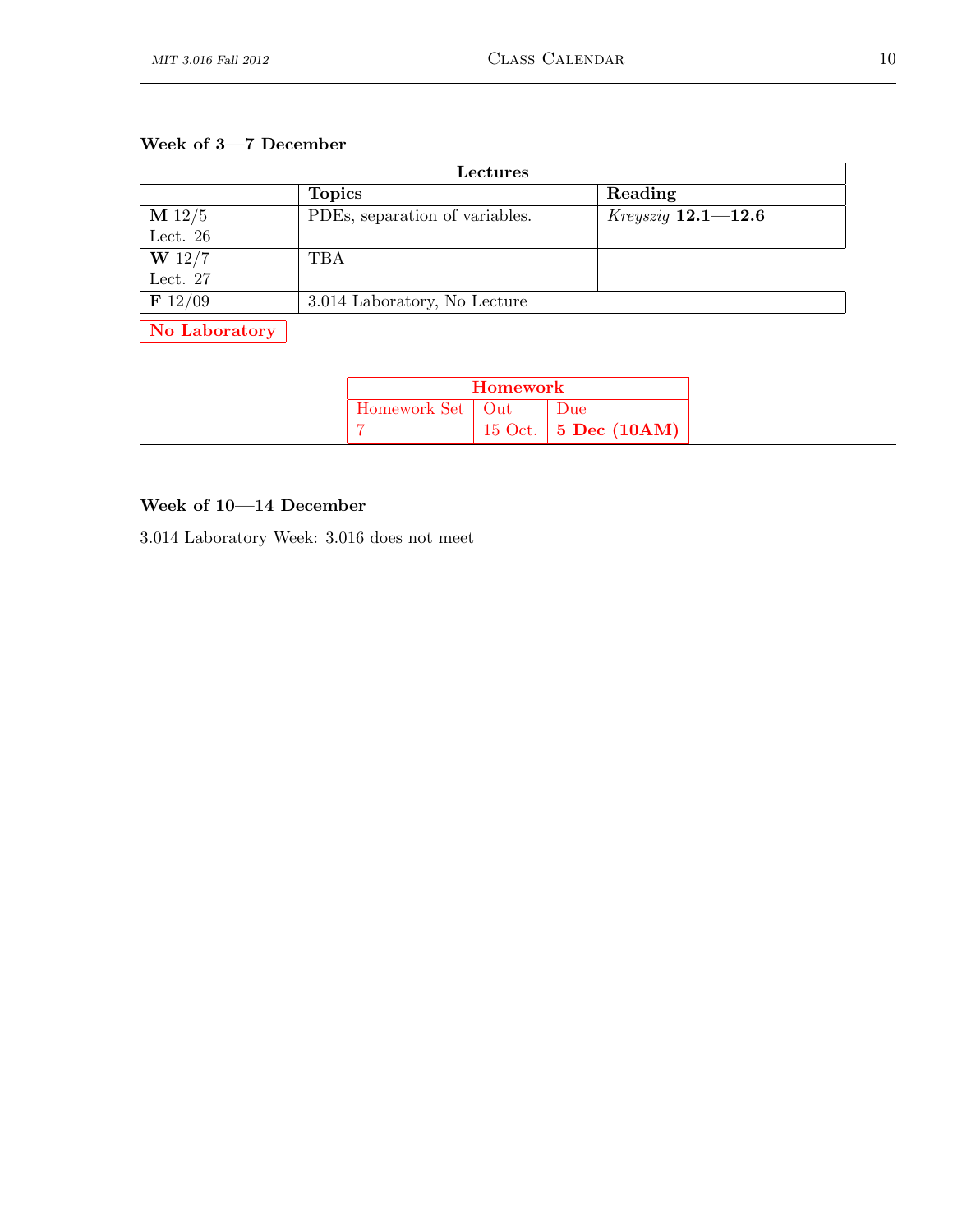**Week of 3—7 December**

| Lectures | | |
|---|---|---|
| | **Topics** | **Reading** |
| **M** 12/5 Lect. 26 | PDEs, separation of variables. | *Kreyszig* **12.1—12.6** |
| **W** 12/7 Lect. 27 | TBA | |
| **F** 12/09 | 3.014 Laboratory, No Lecture | |

**No Laboratory**

| Homework | | |
|---|---|---|
| Homework Set | Out | Due |
| 7 | 15 Oct. | **5 Dec (10AM)** |

**Week of 10—14 December**

3.014 Laboratory Week: 3.016 does not meet